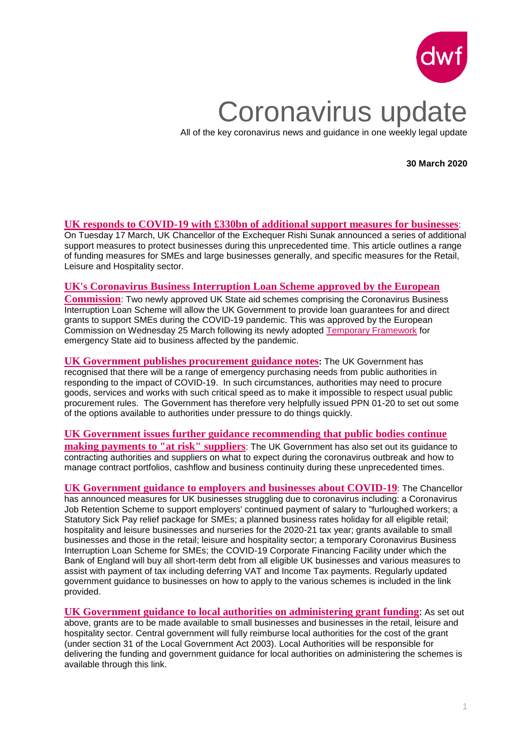# Coronavirus update

All of the key coronavirus news and guidance in one weekly legal update

**30 March 2020**

**UK responds to COVID-19 with £330bn of additional support measures for businesses**: On Tuesday 17 March, UK Chancellor of the Exchequer Rishi Sunak announced a series of additional support measures to protect businesses during this unprecedented time. This article outlines a range of funding measures for SMEs and large businesses generally, and specific measures for the Retail, Leisure and Hospitality sector.

**UK's Coronavirus Business Interruption Loan Scheme approved by the European Commission**: Two newly approved UK State aid schemes comprising the Coronavirus Business Interruption Loan Scheme will allow the UK Government to provide loan guarantees for and direct grants to support SMEs during the COVID-19 pandemic. This was approved by the European Commission on Wednesday 25 March following its newly adopted Temporary Framework for emergency State aid to business affected by the pandemic.

**UK Government publishes procurement guidance notes:** The UK Government has recognised that there will be a range of emergency purchasing needs from public authorities in responding to the impact of COVID-19. In such circumstances, authorities may need to procure goods, services and works with such critical speed as to make it impossible to respect usual public procurement rules. The Government has therefore very helpfully issued PPN 01-20 to set out some of the options available to authorities under pressure to do things quickly.

**UK Government issues further guidance recommending that public bodies continue making payments to "at risk" suppliers**: The UK Government has also set out its guidance to contracting authorities and suppliers on what to expect during the coronavirus outbreak and how to manage contract portfolios, cashflow and business continuity during these unprecedented times.

**UK Government guidance to employers and businesses about COVID-19**: The Chancellor has announced measures for UK businesses struggling due to coronavirus including: a Coronavirus Job Retention Scheme to support employers' continued payment of salary to "furloughed workers; a Statutory Sick Pay relief package for SMEs; a planned business rates holiday for all eligible retail; hospitality and leisure businesses and nurseries for the 2020-21 tax year; grants available to small businesses and those in the retail; leisure and hospitality sector; a temporary Coronavirus Business Interruption Loan Scheme for SMEs; the COVID-19 Corporate Financing Facility under which the Bank of England will buy all short-term debt from all eligible UK businesses and various measures to assist with payment of tax including deferring VAT and Income Tax payments. Regularly updated government guidance to businesses on how to apply to the various schemes is included in the link provided.

**UK Government guidance to local authorities on administering grant funding:** As set out above, grants are to be made available to small businesses and businesses in the retail, leisure and hospitality sector. Central government will fully reimburse local authorities for the cost of the grant (under section 31 of the Local Government Act 2003). Local Authorities will be responsible for delivering the funding and government guidance for local authorities on administering the schemes is available through this link.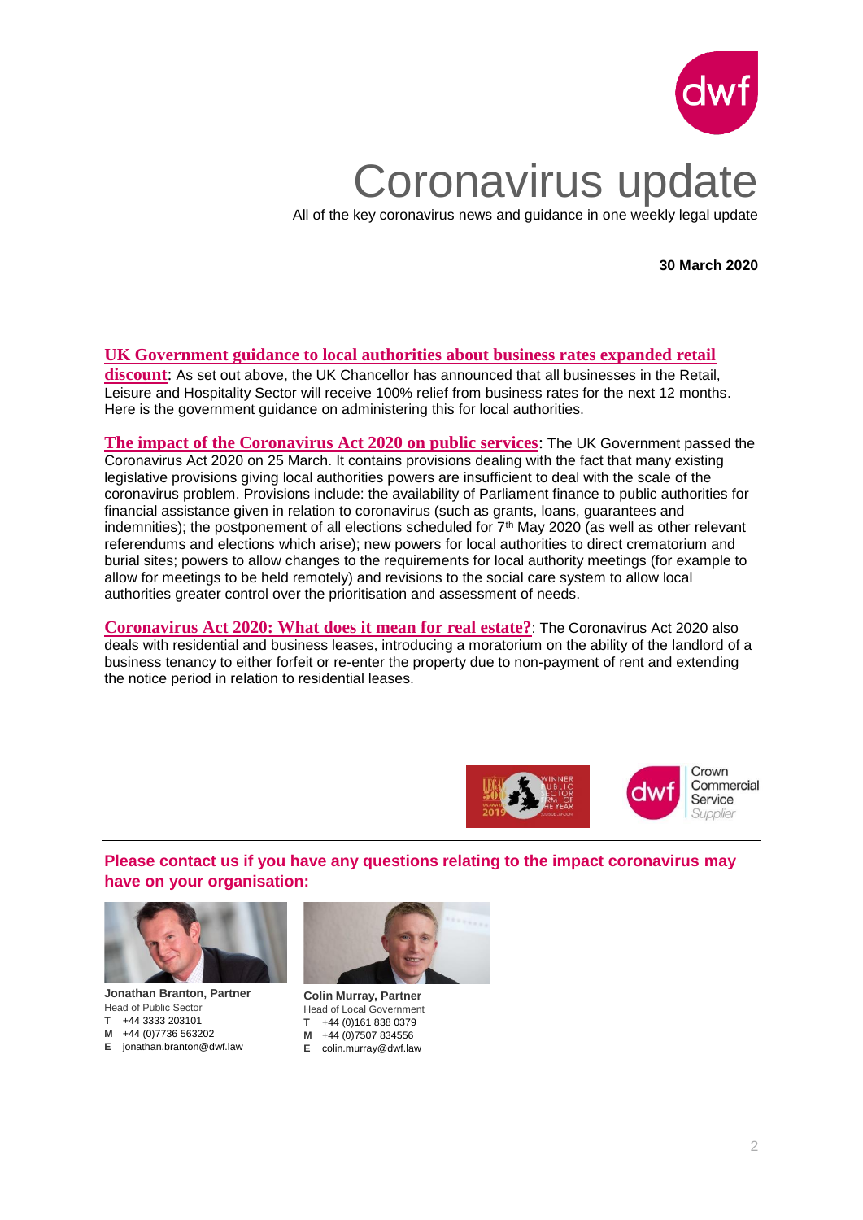# Coronavirus update

All of the key coronavirus news and guidance in one weekly legal update

**30 March 2020**

**UK Government guidance to local authorities about business rates expanded retail discount**: As set out above, the UK Chancellor has announced that all businesses in the Retail, Leisure and Hospitality Sector will receive 100% relief from business rates for the next 12 months. Here is the government guidance on administering this for local authorities.

**The impact of the Coronavirus Act 2020 on public services**: The UK Government passed the Coronavirus Act 2020 on 25 March. It contains provisions dealing with the fact that many existing legislative provisions giving local authorities powers are insufficient to deal with the scale of the coronavirus problem. Provisions include: the availability of Parliament finance to public authorities for financial assistance given in relation to coronavirus (such as grants, loans, guarantees and indemnities); the postponement of all elections scheduled for 7th May 2020 (as well as other relevant referendums and elections which arise); new powers for local authorities to direct crematorium and burial sites; powers to allow changes to the requirements for local authority meetings (for example to allow for meetings to be held remotely) and revisions to the social care system to allow local authorities greater control over the prioritisation and assessment of needs.

**Coronavirus Act 2020: What does it mean for real estate?**: The Coronavirus Act 2020 also deals with residential and business leases, introducing a moratorium on the ability of the landlord of a business tenancy to either forfeit or re-enter the property due to non-payment of rent and extending the notice period in relation to residential leases.

Crown Commercial Service Supplier

**Please contact us if you have any questions relating to the impact coronavirus may have on your organisation:**

**Jonathan Branton, Partner**
Head of Public Sector
**T** +44 3333 203101
**M** +44 (0)7736 563202
**E** jonathan.branton@dwf.law

**Colin Murray, Partner**
Head of Local Government
**T** +44 (0)161 838 0379
**M** +44 (0)7507 834556
**E** colin.murray@dwf.law